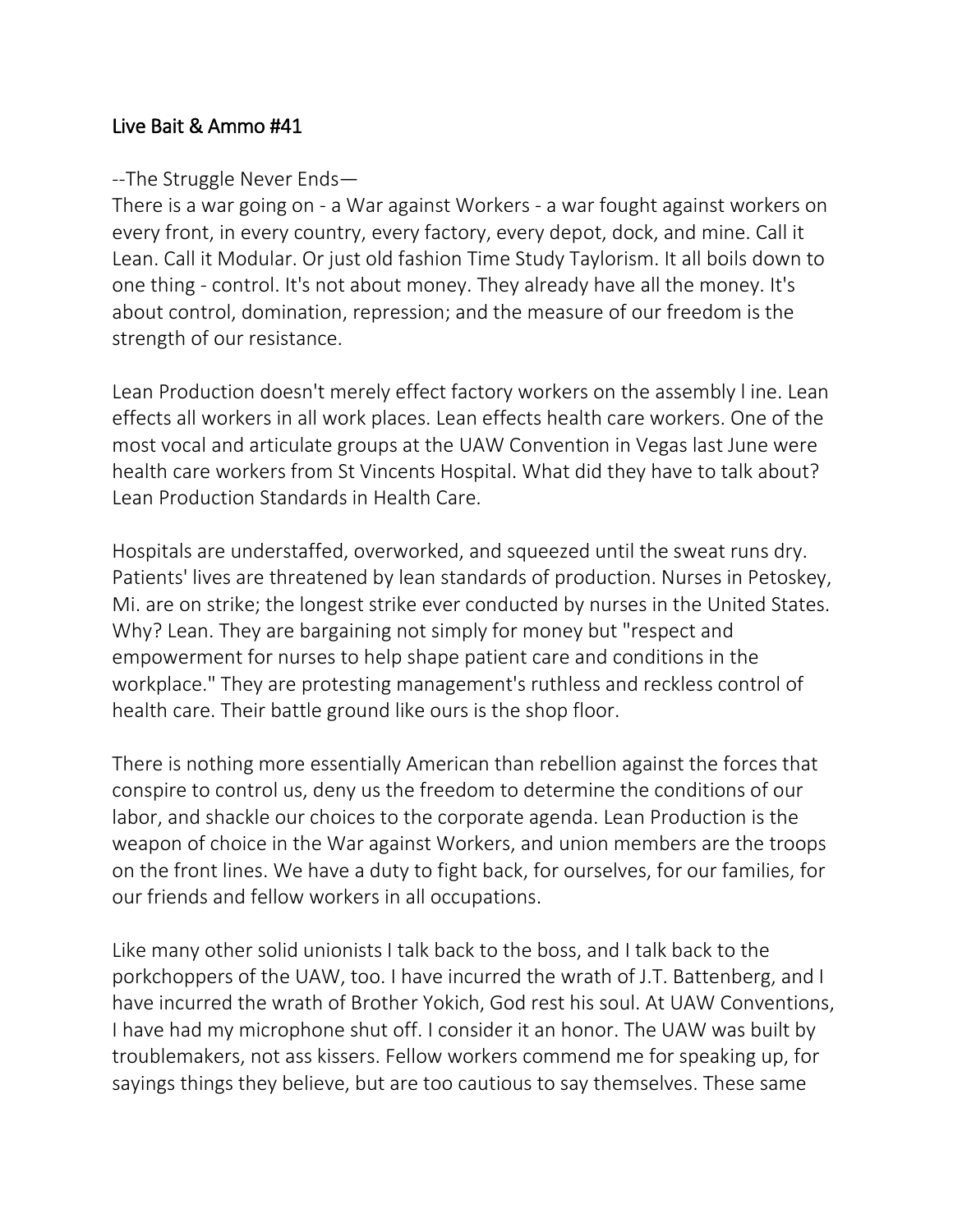# Live Bait & Ammo #41

--The Struggle Never Ends—

There is a war going on - a War against Workers - a war fought against workers on every front, in every country, every factory, every depot, dock, and mine. Call it Lean. Call it Modular. Or just old fashion Time Study Taylorism. It all boils down to one thing - control. It's not about money. They already have all the money. It's about control, domination, repression; and the measure of our freedom is the strength of our resistance.

Lean Production doesn't merely effect factory workers on the assembly l ine. Lean effects all workers in all work places. Lean effects health care workers. One of the most vocal and articulate groups at the UAW Convention in Vegas last June were health care workers from St Vincents Hospital. What did they have to talk about? Lean Production Standards in Health Care.

Hospitals are understaffed, overworked, and squeezed until the sweat runs dry. Patients' lives are threatened by lean standards of production. Nurses in Petoskey, Mi. are on strike; the longest strike ever conducted by nurses in the United States. Why? Lean. They are bargaining not simply for money but "respect and empowerment for nurses to help shape patient care and conditions in the workplace." They are protesting management's ruthless and reckless control of health care. Their battle ground like ours is the shop floor.

There is nothing more essentially American than rebellion against the forces that conspire to control us, deny us the freedom to determine the conditions of our labor, and shackle our choices to the corporate agenda. Lean Production is the weapon of choice in the War against Workers, and union members are the troops on the front lines. We have a duty to fight back, for ourselves, for our families, for our friends and fellow workers in all occupations.

Like many other solid unionists I talk back to the boss, and I talk back to the porkchoppers of the UAW, too. I have incurred the wrath of J.T. Battenberg, and I have incurred the wrath of Brother Yokich, God rest his soul. At UAW Conventions, I have had my microphone shut off. I consider it an honor. The UAW was built by troublemakers, not ass kissers. Fellow workers commend me for speaking up, for sayings things they believe, but are too cautious to say themselves. These same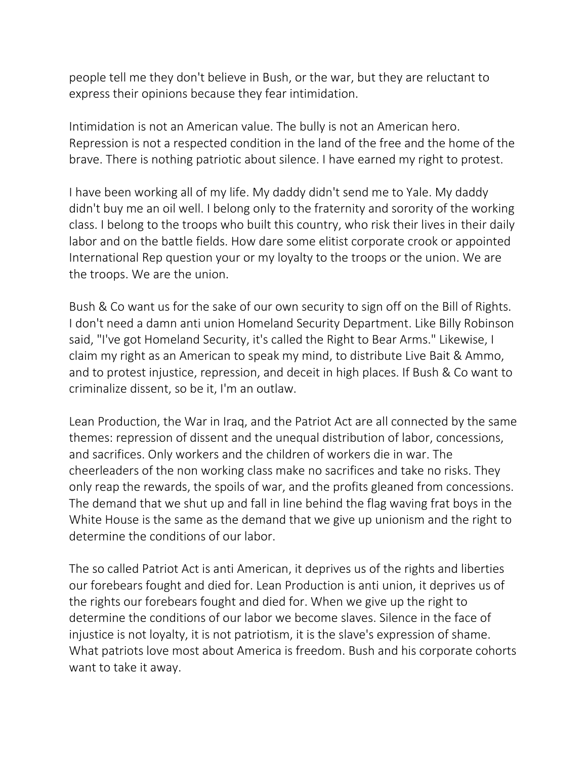people tell me they don't believe in Bush, or the war, but they are reluctant to express their opinions because they fear intimidation.

Intimidation is not an American value. The bully is not an American hero. Repression is not a respected condition in the land of the free and the home of the brave. There is nothing patriotic about silence. I have earned my right to protest.

I have been working all of my life. My daddy didn't send me to Yale. My daddy didn't buy me an oil well. I belong only to the fraternity and sorority of the working class. I belong to the troops who built this country, who risk their lives in their daily labor and on the battle fields. How dare some elitist corporate crook or appointed International Rep question your or my loyalty to the troops or the union. We are the troops. We are the union.

Bush & Co want us for the sake of our own security to sign off on the Bill of Rights. I don't need a damn anti union Homeland Security Department. Like Billy Robinson said, "I've got Homeland Security, it's called the Right to Bear Arms." Likewise, I claim my right as an American to speak my mind, to distribute Live Bait & Ammo, and to protest injustice, repression, and deceit in high places. If Bush & Co want to criminalize dissent, so be it, I'm an outlaw.

Lean Production, the War in Iraq, and the Patriot Act are all connected by the same themes: repression of dissent and the unequal distribution of labor, concessions, and sacrifices. Only workers and the children of workers die in war. The cheerleaders of the non working class make no sacrifices and take no risks. They only reap the rewards, the spoils of war, and the profits gleaned from concessions. The demand that we shut up and fall in line behind the flag waving frat boys in the White House is the same as the demand that we give up unionism and the right to determine the conditions of our labor.

The so called Patriot Act is anti American, it deprives us of the rights and liberties our forebears fought and died for. Lean Production is anti union, it deprives us of the rights our forebears fought and died for. When we give up the right to determine the conditions of our labor we become slaves. Silence in the face of injustice is not loyalty, it is not patriotism, it is the slave's expression of shame. What patriots love most about America is freedom. Bush and his corporate cohorts want to take it away.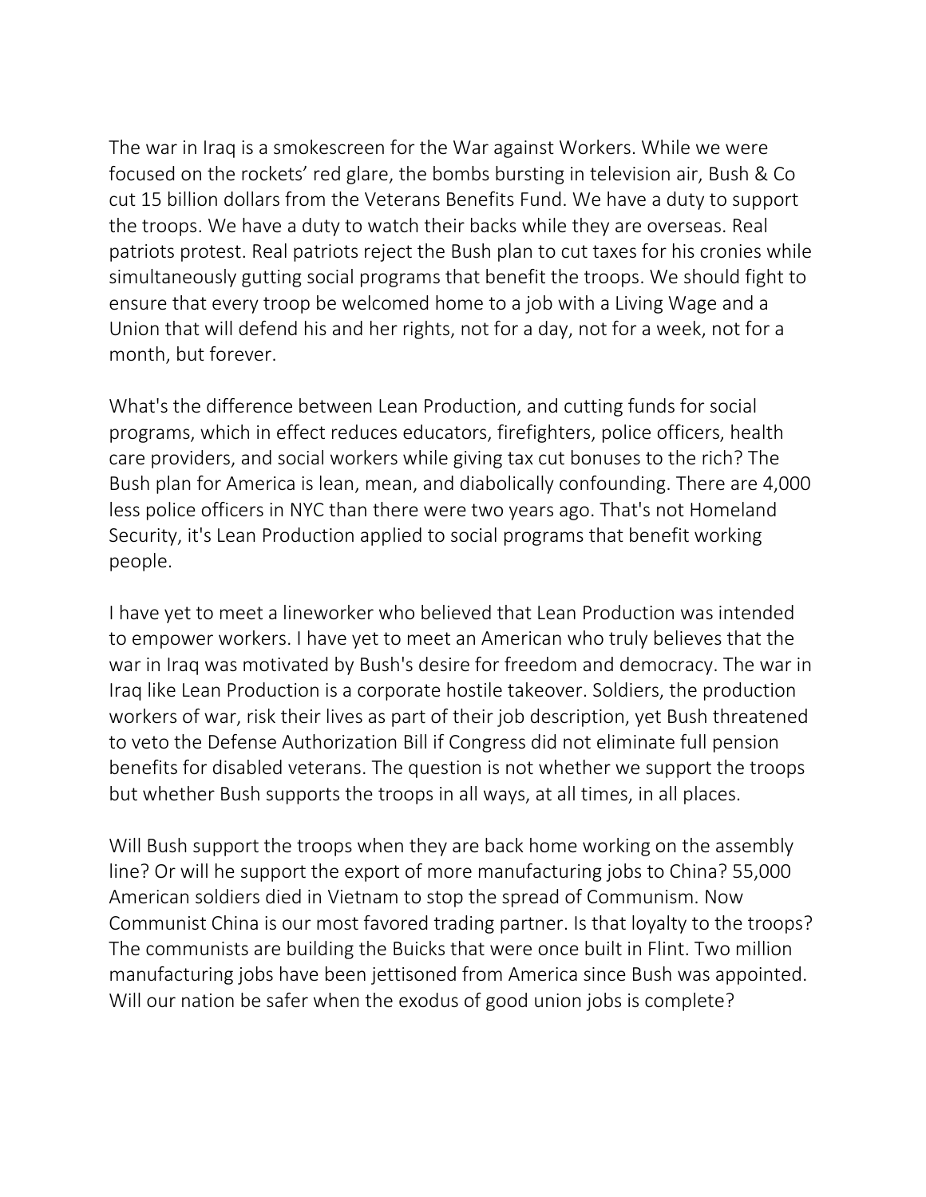The war in Iraq is a smokescreen for the War against Workers. While we were focused on the rockets' red glare, the bombs bursting in television air, Bush & Co cut 15 billion dollars from the Veterans Benefits Fund. We have a duty to support the troops. We have a duty to watch their backs while they are overseas. Real patriots protest. Real patriots reject the Bush plan to cut taxes for his cronies while simultaneously gutting social programs that benefit the troops. We should fight to ensure that every troop be welcomed home to a job with a Living Wage and a Union that will defend his and her rights, not for a day, not for a week, not for a month, but forever.

What's the difference between Lean Production, and cutting funds for social programs, which in effect reduces educators, firefighters, police officers, health care providers, and social workers while giving tax cut bonuses to the rich? The Bush plan for America is lean, mean, and diabolically confounding. There are 4,000 less police officers in NYC than there were two years ago. That's not Homeland Security, it's Lean Production applied to social programs that benefit working people.

I have yet to meet a lineworker who believed that Lean Production was intended to empower workers. I have yet to meet an American who truly believes that the war in Iraq was motivated by Bush's desire for freedom and democracy. The war in Iraq like Lean Production is a corporate hostile takeover. Soldiers, the production workers of war, risk their lives as part of their job description, yet Bush threatened to veto the Defense Authorization Bill if Congress did not eliminate full pension benefits for disabled veterans. The question is not whether we support the troops but whether Bush supports the troops in all ways, at all times, in all places.

Will Bush support the troops when they are back home working on the assembly line? Or will he support the export of more manufacturing jobs to China? 55,000 American soldiers died in Vietnam to stop the spread of Communism. Now Communist China is our most favored trading partner. Is that loyalty to the troops? The communists are building the Buicks that were once built in Flint. Two million manufacturing jobs have been jettisoned from America since Bush was appointed. Will our nation be safer when the exodus of good union jobs is complete?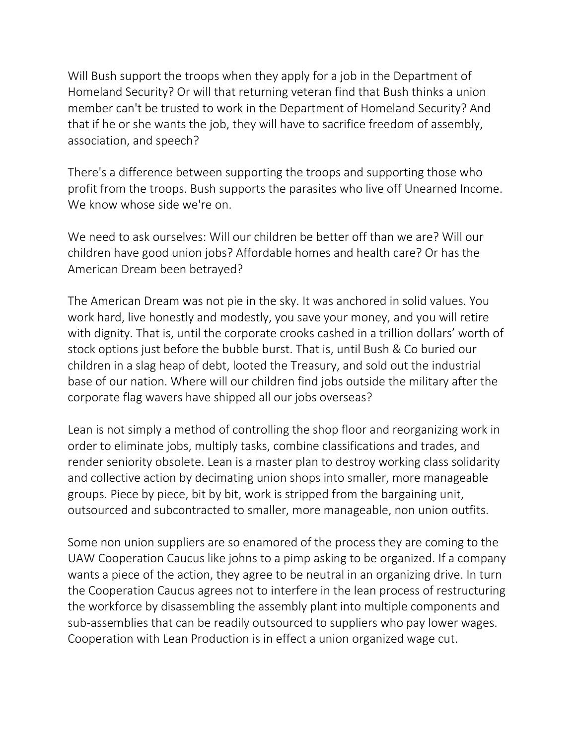Will Bush support the troops when they apply for a job in the Department of Homeland Security? Or will that returning veteran find that Bush thinks a union member can't be trusted to work in the Department of Homeland Security? And that if he or she wants the job, they will have to sacrifice freedom of assembly, association, and speech?

There's a difference between supporting the troops and supporting those who profit from the troops. Bush supports the parasites who live off Unearned Income. We know whose side we're on.

We need to ask ourselves: Will our children be better off than we are? Will our children have good union jobs? Affordable homes and health care? Or has the American Dream been betrayed?

The American Dream was not pie in the sky. It was anchored in solid values. You work hard, live honestly and modestly, you save your money, and you will retire with dignity. That is, until the corporate crooks cashed in a trillion dollars' worth of stock options just before the bubble burst. That is, until Bush & Co buried our children in a slag heap of debt, looted the Treasury, and sold out the industrial base of our nation. Where will our children find jobs outside the military after the corporate flag wavers have shipped all our jobs overseas?

Lean is not simply a method of controlling the shop floor and reorganizing work in order to eliminate jobs, multiply tasks, combine classifications and trades, and render seniority obsolete. Lean is a master plan to destroy working class solidarity and collective action by decimating union shops into smaller, more manageable groups. Piece by piece, bit by bit, work is stripped from the bargaining unit, outsourced and subcontracted to smaller, more manageable, non union outfits.

Some non union suppliers are so enamored of the process they are coming to the UAW Cooperation Caucus like johns to a pimp asking to be organized. If a company wants a piece of the action, they agree to be neutral in an organizing drive. In turn the Cooperation Caucus agrees not to interfere in the lean process of restructuring the workforce by disassembling the assembly plant into multiple components and sub-assemblies that can be readily outsourced to suppliers who pay lower wages. Cooperation with Lean Production is in effect a union organized wage cut.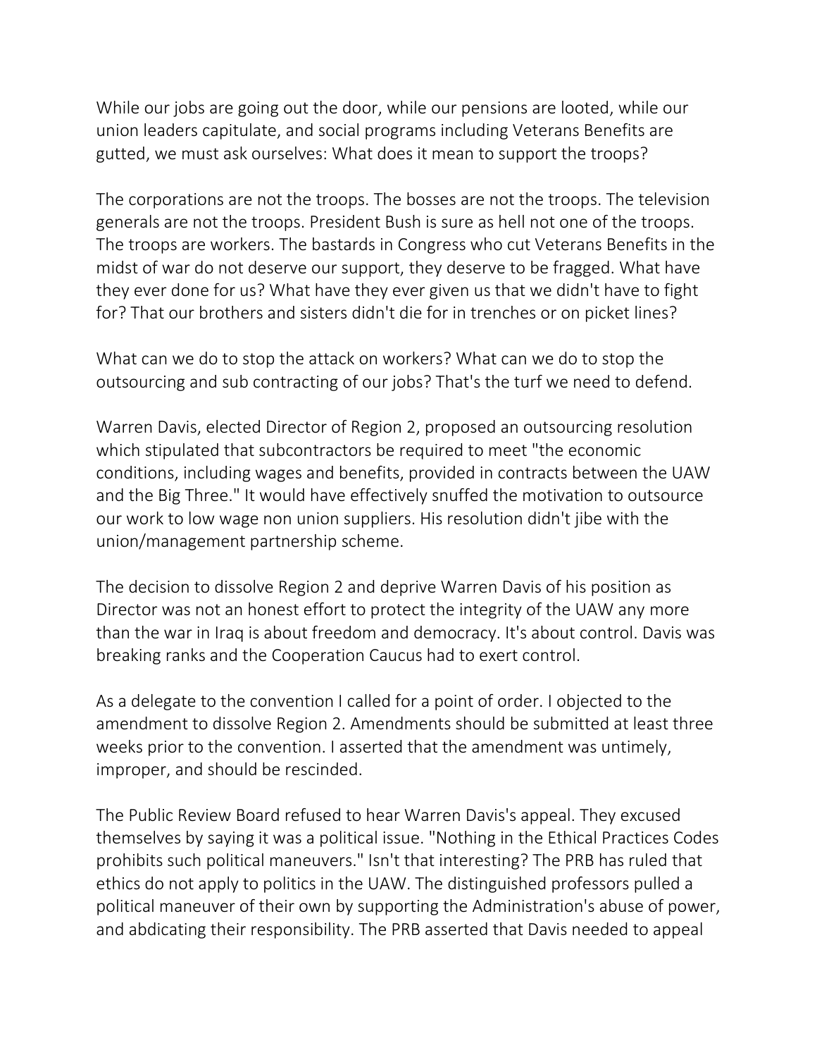While our jobs are going out the door, while our pensions are looted, while our union leaders capitulate, and social programs including Veterans Benefits are gutted, we must ask ourselves: What does it mean to support the troops?

The corporations are not the troops. The bosses are not the troops. The television generals are not the troops. President Bush is sure as hell not one of the troops. The troops are workers. The bastards in Congress who cut Veterans Benefits in the midst of war do not deserve our support, they deserve to be fragged. What have they ever done for us? What have they ever given us that we didn't have to fight for? That our brothers and sisters didn't die for in trenches or on picket lines?

What can we do to stop the attack on workers? What can we do to stop the outsourcing and sub contracting of our jobs? That's the turf we need to defend.

Warren Davis, elected Director of Region 2, proposed an outsourcing resolution which stipulated that subcontractors be required to meet "the economic conditions, including wages and benefits, provided in contracts between the UAW and the Big Three." It would have effectively snuffed the motivation to outsource our work to low wage non union suppliers. His resolution didn't jibe with the union/management partnership scheme.

The decision to dissolve Region 2 and deprive Warren Davis of his position as Director was not an honest effort to protect the integrity of the UAW any more than the war in Iraq is about freedom and democracy. It's about control. Davis was breaking ranks and the Cooperation Caucus had to exert control.

As a delegate to the convention I called for a point of order. I objected to the amendment to dissolve Region 2. Amendments should be submitted at least three weeks prior to the convention. I asserted that the amendment was untimely, improper, and should be rescinded.

The Public Review Board refused to hear Warren Davis's appeal. They excused themselves by saying it was a political issue. "Nothing in the Ethical Practices Codes prohibits such political maneuvers." Isn't that interesting? The PRB has ruled that ethics do not apply to politics in the UAW. The distinguished professors pulled a political maneuver of their own by supporting the Administration's abuse of power, and abdicating their responsibility. The PRB asserted that Davis needed to appeal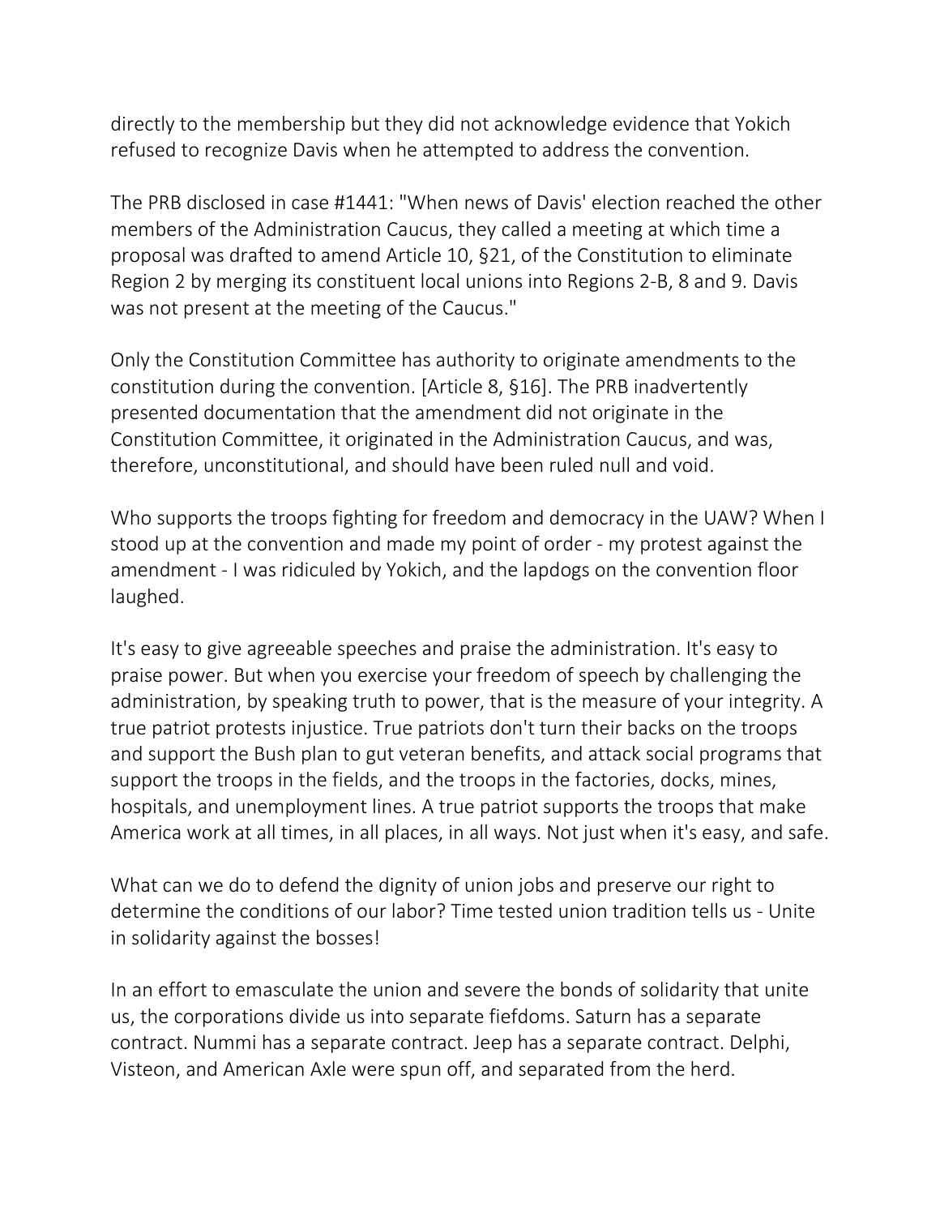directly to the membership but they did not acknowledge evidence that Yokich refused to recognize Davis when he attempted to address the convention.

The PRB disclosed in case #1441: "When news of Davis' election reached the other members of the Administration Caucus, they called a meeting at which time a proposal was drafted to amend Article 10, §21, of the Constitution to eliminate Region 2 by merging its constituent local unions into Regions 2-B, 8 and 9. Davis was not present at the meeting of the Caucus."

Only the Constitution Committee has authority to originate amendments to the constitution during the convention. [Article 8, §16]. The PRB inadvertently presented documentation that the amendment did not originate in the Constitution Committee, it originated in the Administration Caucus, and was, therefore, unconstitutional, and should have been ruled null and void.

Who supports the troops fighting for freedom and democracy in the UAW? When I stood up at the convention and made my point of order - my protest against the amendment - I was ridiculed by Yokich, and the lapdogs on the convention floor laughed.

It's easy to give agreeable speeches and praise the administration. It's easy to praise power. But when you exercise your freedom of speech by challenging the administration, by speaking truth to power, that is the measure of your integrity. A true patriot protests injustice. True patriots don't turn their backs on the troops and support the Bush plan to gut veteran benefits, and attack social programs that support the troops in the fields, and the troops in the factories, docks, mines, hospitals, and unemployment lines. A true patriot supports the troops that make America work at all times, in all places, in all ways. Not just when it's easy, and safe.

What can we do to defend the dignity of union jobs and preserve our right to determine the conditions of our labor? Time tested union tradition tells us - Unite in solidarity against the bosses!

In an effort to emasculate the union and sever the bonds of solidarity that unite us, the corporations divide us into separate fiefdoms. Saturn has a separate contract. Nummi has a separate contract. Jeep has a separate contract. Delphi, Visteon, and American Axle were spun off, and separated from the herd.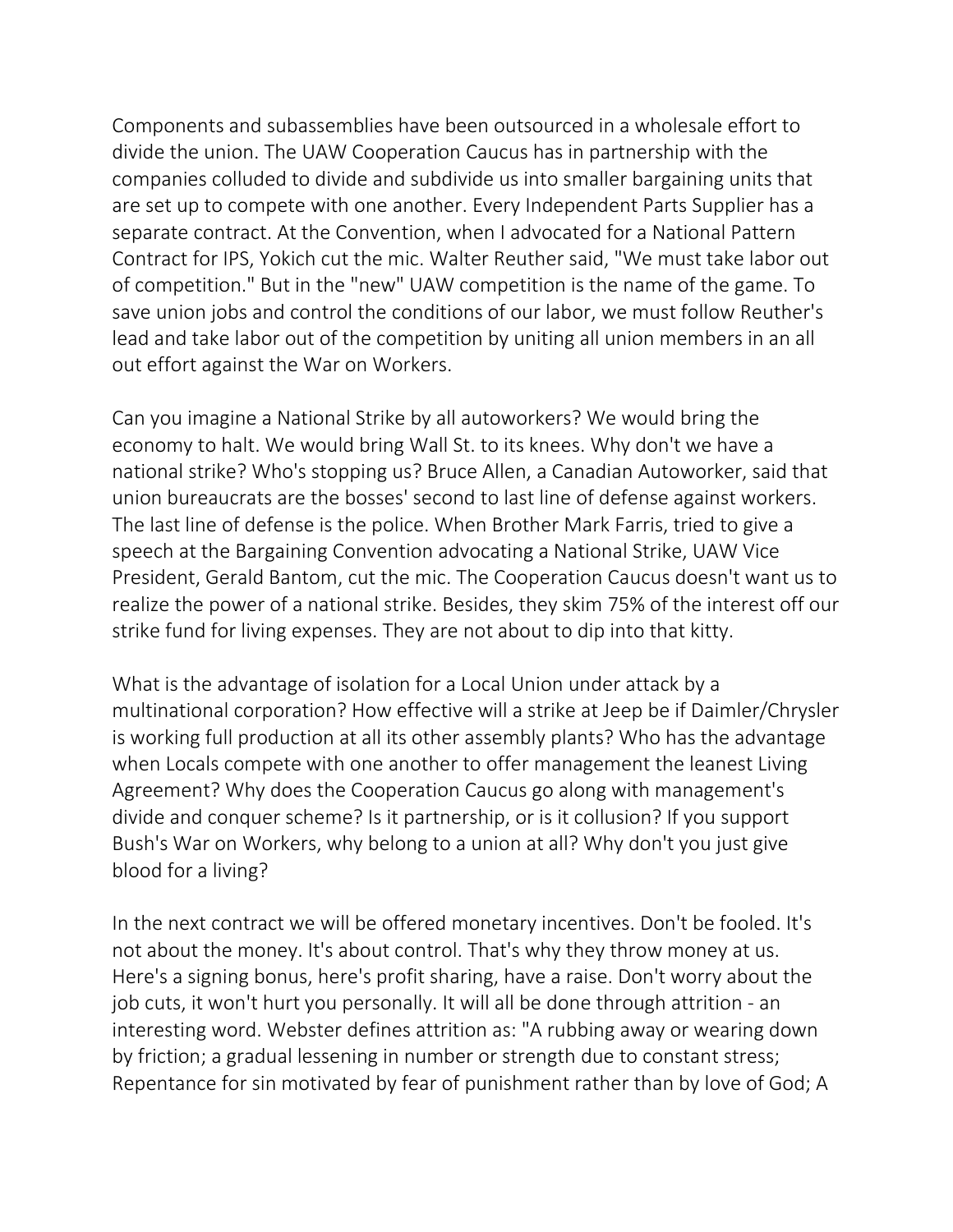Components and subassemblies have been outsourced in a wholesale effort to divide the union. The UAW Cooperation Caucus has in partnership with the companies colluded to divide and subdivide us into smaller bargaining units that are set up to compete with one another. Every Independent Parts Supplier has a separate contract. At the Convention, when I advocated for a National Pattern Contract for IPS, Yokich cut the mic. Walter Reuther said, "We must take labor out of competition." But in the "new" UAW competition is the name of the game. To save union jobs and control the conditions of our labor, we must follow Reuther's lead and take labor out of the competition by uniting all union members in an all out effort against the War on Workers.

Can you imagine a National Strike by all autoworkers? We would bring the economy to halt. We would bring Wall St. to its knees. Why don't we have a national strike? Who's stopping us? Bruce Allen, a Canadian Autoworker, said that union bureaucrats are the bosses' second to last line of defense against workers. The last line of defense is the police. When Brother Mark Farris, tried to give a speech at the Bargaining Convention advocating a National Strike, UAW Vice President, Gerald Bantom, cut the mic. The Cooperation Caucus doesn't want us to realize the power of a national strike. Besides, they skim 75% of the interest off our strike fund for living expenses. They are not about to dip into that kitty.

What is the advantage of isolation for a Local Union under attack by a multinational corporation? How effective will a strike at Jeep be if Daimler/Chrysler is working full production at all its other assembly plants? Who has the advantage when Locals compete with one another to offer management the leanest Living Agreement? Why does the Cooperation Caucus go along with management's divide and conquer scheme? Is it partnership, or is it collusion? If you support Bush's War on Workers, why belong to a union at all? Why don't you just give blood for a living?

In the next contract we will be offered monetary incentives. Don't be fooled. It's not about the money. It's about control. That's why they throw money at us. Here's a signing bonus, here's profit sharing, have a raise. Don't worry about the job cuts, it won't hurt you personally. It will all be done through attrition - an interesting word. Webster defines attrition as: "A rubbing away or wearing down by friction; a gradual lessening in number or strength due to constant stress; Repentance for sin motivated by fear of punishment rather than by love of God; A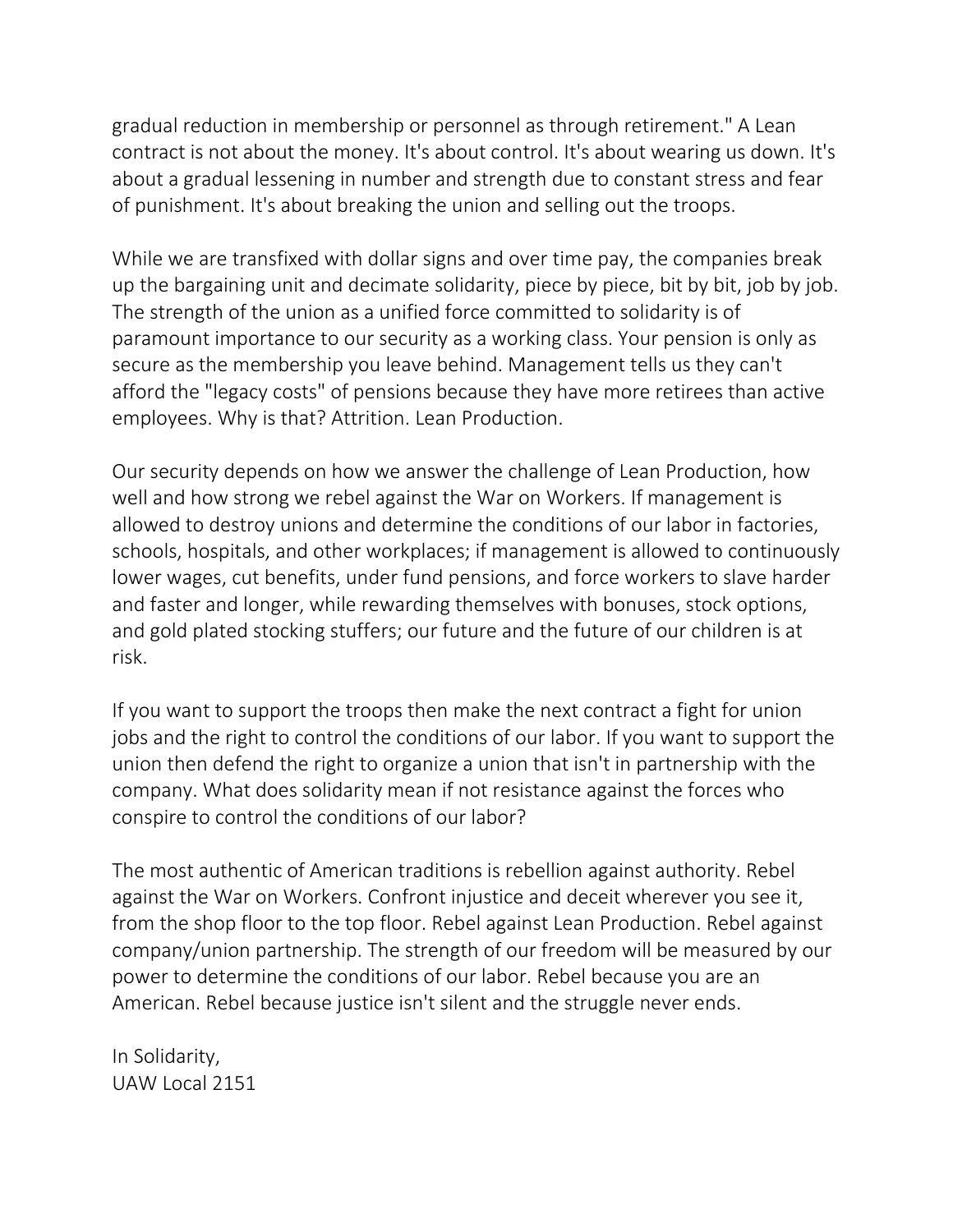gradual reduction in membership or personnel as through retirement." A Lean contract is not about the money. It's about control. It's about wearing us down. It's about a gradual lessening in number and strength due to constant stress and fear of punishment. It's about breaking the union and selling out the troops.

While we are transfixed with dollar signs and over time pay, the companies break up the bargaining unit and decimate solidarity, piece by piece, bit by bit, job by job. The strength of the union as a unified force committed to solidarity is of paramount importance to our security as a working class. Your pension is only as secure as the membership you leave behind. Management tells us they can't afford the "legacy costs" of pensions because they have more retirees than active employees. Why is that? Attrition. Lean Production.

Our security depends on how we answer the challenge of Lean Production, how well and how strong we rebel against the War on Workers. If management is allowed to destroy unions and determine the conditions of our labor in factories, schools, hospitals, and other workplaces; if management is allowed to continuously lower wages, cut benefits, under fund pensions, and force workers to slave harder and faster and longer, while rewarding themselves with bonuses, stock options, and gold plated stocking stuffers; our future and the future of our children is at risk.

If you want to support the troops then make the next contract a fight for union jobs and the right to control the conditions of our labor. If you want to support the union then defend the right to organize a union that isn't in partnership with the company. What does solidarity mean if not resistance against the forces who conspire to control the conditions of our labor?

The most authentic of American traditions is rebellion against authority. Rebel against the War on Workers. Confront injustice and deceit wherever you see it, from the shop floor to the top floor. Rebel against Lean Production. Rebel against company/union partnership. The strength of our freedom will be measured by our power to determine the conditions of our labor. Rebel because you are an American. Rebel because justice isn't silent and the struggle never ends.

In Solidarity,
UAW Local 2151